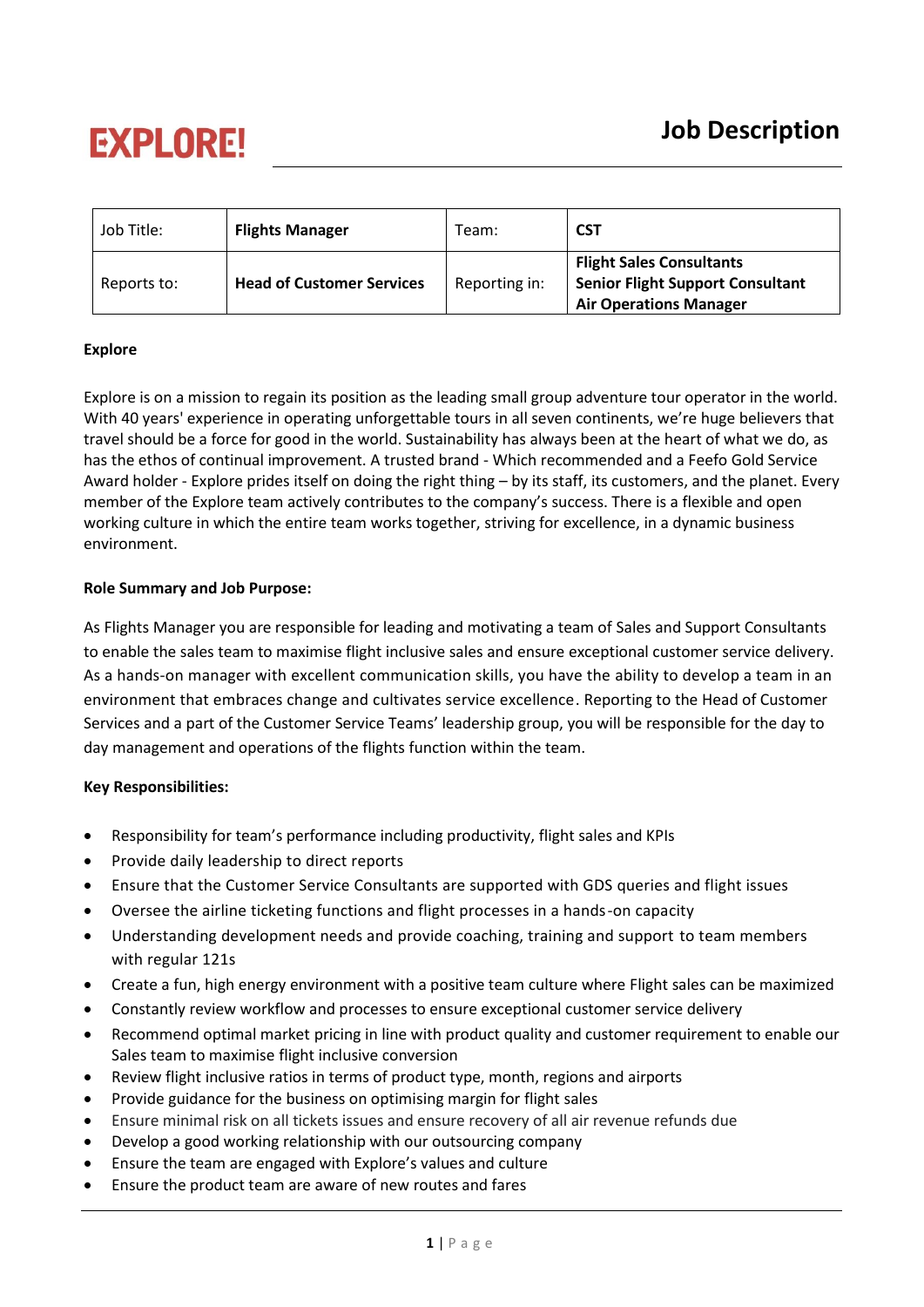**EXPLORE!**

# Job Description

| Job Title: | **Flights Manager** | Team: | **CST** |
|---|---|---|---|
| Reports to: | **Head of Customer Services** | Reporting in: | **Flight Sales Consultants**<br>**Senior Flight Support Consultant**<br>**Air Operations Manager** |

**Explore**

Explore is on a mission to regain its position as the leading small group adventure tour operator in the world. With 40 years' experience in operating unforgettable tours in all seven continents, we're huge believers that travel should be a force for good in the world. Sustainability has always been at the heart of what we do, as has the ethos of continual improvement. A trusted brand - Which recommended and a Feefo Gold Service Award holder - Explore prides itself on doing the right thing – by its staff, its customers, and the planet. Every member of the Explore team actively contributes to the company's success. There is a flexible and open working culture in which the entire team works together, striving for excellence, in a dynamic business environment.

**Role Summary and Job Purpose:**

As Flights Manager you are responsible for leading and motivating a team of Sales and Support Consultants to enable the sales team to maximise flight inclusive sales and ensure exceptional customer service delivery. As a hands-on manager with excellent communication skills, you have the ability to develop a team in an environment that embraces change and cultivates service excellence. Reporting to the Head of Customer Services and a part of the Customer Service Teams' leadership group, you will be responsible for the day to day management and operations of the flights function within the team.

**Key Responsibilities:**

- Responsibility for team's performance including productivity, flight sales and KPIs
- Provide daily leadership to direct reports
- Ensure that the Customer Service Consultants are supported with GDS queries and flight issues
- Oversee the airline ticketing functions and flight processes in a hands-on capacity
- Understanding development needs and provide coaching, training and support to team members with regular 121s
- Create a fun, high energy environment with a positive team culture where Flight sales can be maximized
- Constantly review workflow and processes to ensure exceptional customer service delivery
- Recommend optimal market pricing in line with product quality and customer requirement to enable our Sales team to maximise flight inclusive conversion
- Review flight inclusive ratios in terms of product type, month, regions and airports
- Provide guidance for the business on optimising margin for flight sales
- Ensure minimal risk on all tickets issues and ensure recovery of all air revenue refunds due
- Develop a good working relationship with our outsourcing company
- Ensure the team are engaged with Explore's values and culture
- Ensure the product team are aware of new routes and fares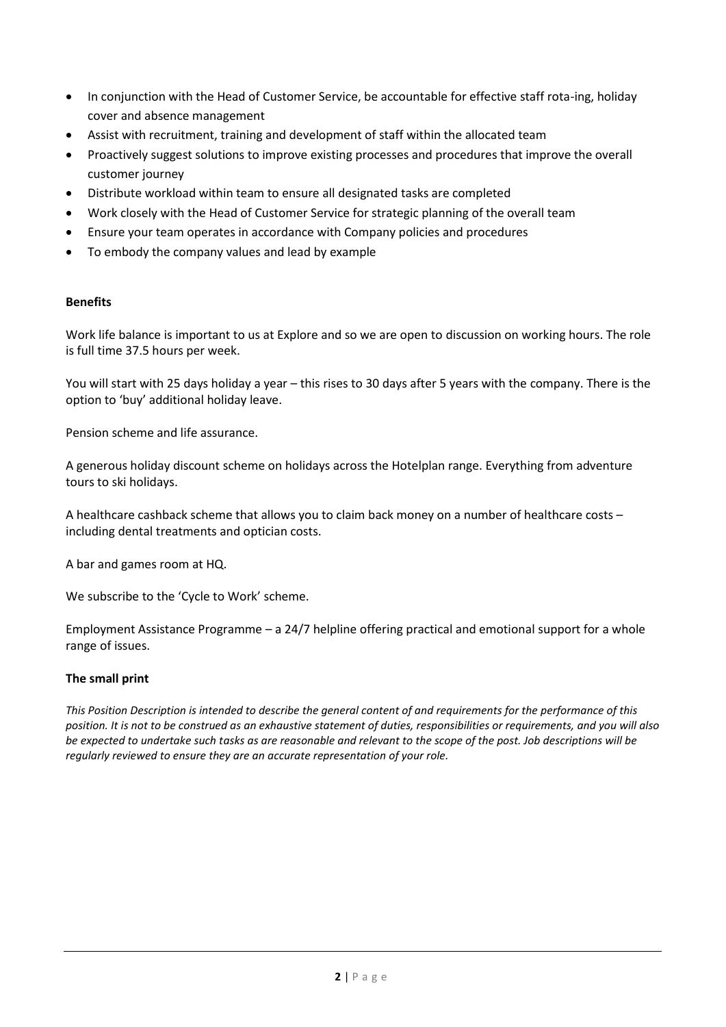- In conjunction with the Head of Customer Service, be accountable for effective staff rota-ing, holiday cover and absence management
- Assist with recruitment, training and development of staff within the allocated team
- Proactively suggest solutions to improve existing processes and procedures that improve the overall customer journey
- Distribute workload within team to ensure all designated tasks are completed
- Work closely with the Head of Customer Service for strategic planning of the overall team
- Ensure your team operates in accordance with Company policies and procedures
- To embody the company values and lead by example

**Benefits**

Work life balance is important to us at Explore and so we are open to discussion on working hours. The role is full time 37.5 hours per week.

You will start with 25 days holiday a year – this rises to 30 days after 5 years with the company. There is the option to 'buy' additional holiday leave.

Pension scheme and life assurance.

A generous holiday discount scheme on holidays across the Hotelplan range. Everything from adventure tours to ski holidays.

A healthcare cashback scheme that allows you to claim back money on a number of healthcare costs – including dental treatments and optician costs.

A bar and games room at HQ.

We subscribe to the 'Cycle to Work' scheme.

Employment Assistance Programme – a 24/7 helpline offering practical and emotional support for a whole range of issues.

**The small print**

*This Position Description is intended to describe the general content of and requirements for the performance of this position. It is not to be construed as an exhaustive statement of duties, responsibilities or requirements, and you will also be expected to undertake such tasks as are reasonable and relevant to the scope of the post. Job descriptions will be regularly reviewed to ensure they are an accurate representation of your role.*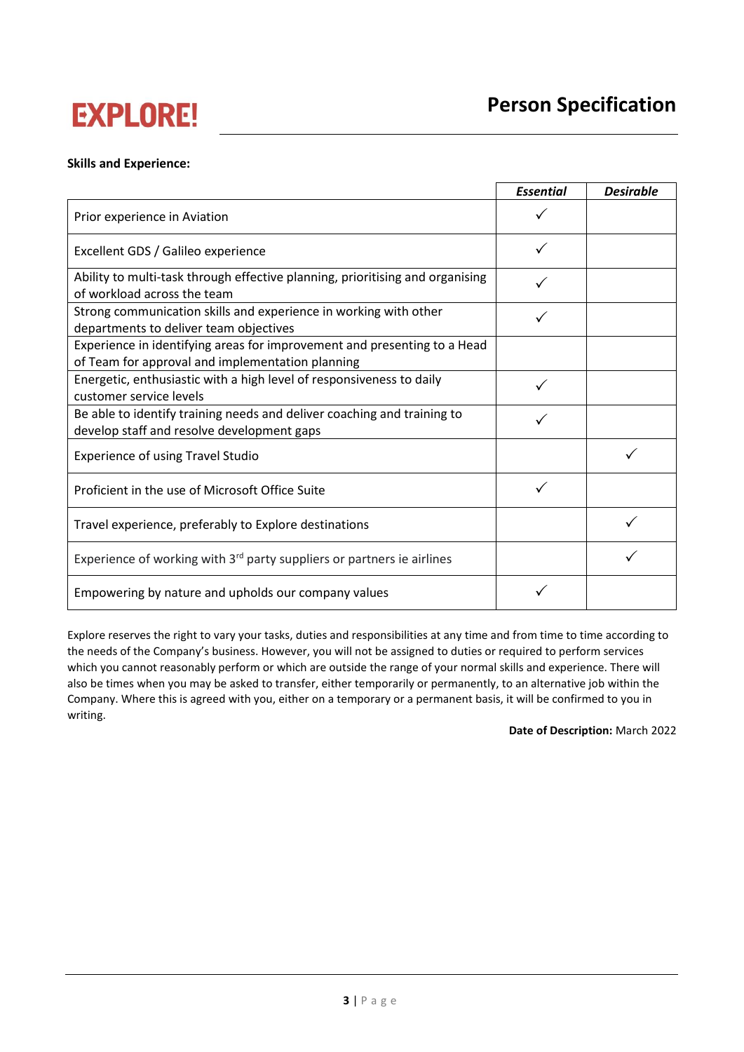EXPLORE!

# Person Specification

**Skills and Experience:**

| | *Essential* | *Desirable* |
|---|---|---|
| Prior experience in Aviation | ✓ | |
| Excellent GDS / Galileo experience | ✓ | |
| Ability to multi-task through effective planning, prioritising and organising of workload across the team | ✓ | |
| Strong communication skills and experience in working with other departments to deliver team objectives | ✓ | |
| Experience in identifying areas for improvement and presenting to a Head of Team for approval and implementation planning | | |
| Energetic, enthusiastic with a high level of responsiveness to daily customer service levels | ✓ | |
| Be able to identify training needs and deliver coaching and training to develop staff and resolve development gaps | ✓ | |
| Experience of using Travel Studio | | ✓ |
| Proficient in the use of Microsoft Office Suite | ✓ | |
| Travel experience, preferably to Explore destinations | | ✓ |
| Experience of working with 3rd party suppliers or partners ie airlines | | ✓ |
| Empowering by nature and upholds our company values | ✓ | |

Explore reserves the right to vary your tasks, duties and responsibilities at any time and from time to time according to the needs of the Company's business. However, you will not be assigned to duties or required to perform services which you cannot reasonably perform or which are outside the range of your normal skills and experience. There will also be times when you may be asked to transfer, either temporarily or permanently, to an alternative job within the Company. Where this is agreed with you, either on a temporary or a permanent basis, it will be confirmed to you in writing.

**Date of Description:** March 2022